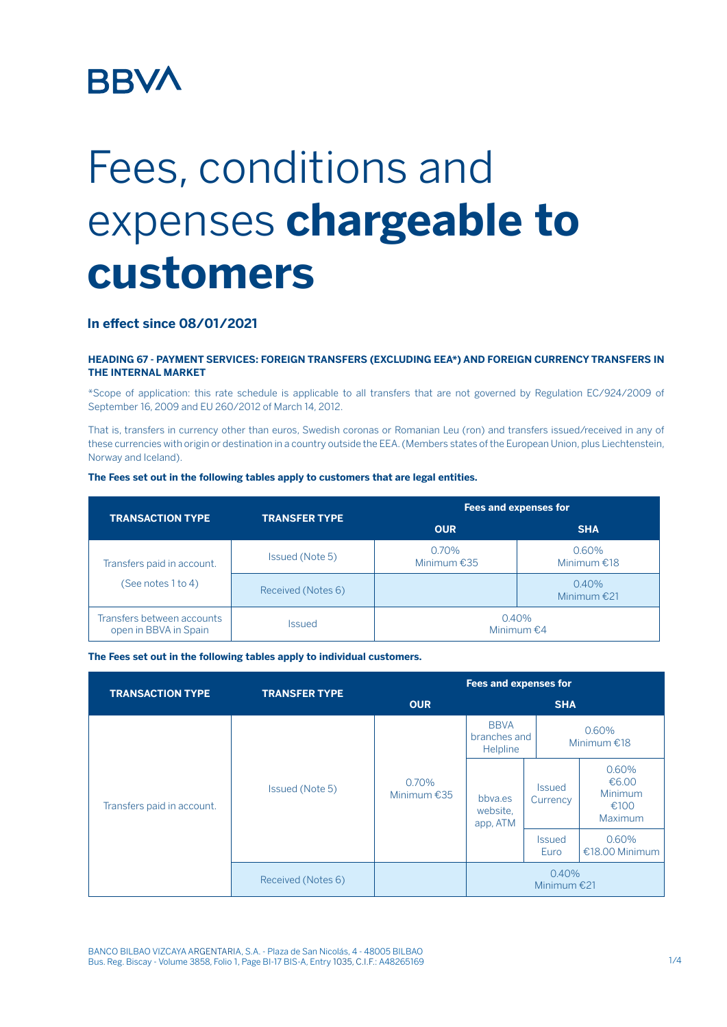BBVA

# Fees, conditions and expenses **chargeable to customers**

### In effect since 08/01/2021

**HEADING 67 - PAYMENT SERVICES: FOREIGN TRANSFERS (EXCLUDING EEA*) AND FOREIGN CURRENCY TRANSFERS IN THE INTERNAL MARKET**

*Scope of application: this rate schedule is applicable to all transfers that are not governed by Regulation EC/924/2009 of September 16, 2009 and EU 260/2012 of March 14, 2012.

That is, transfers in currency other than euros, Swedish coronas or Romanian Leu (ron) and transfers issued/received in any of these currencies with origin or destination in a country outside the EEA. (Members states of the European Union, plus Liechtenstein, Norway and Iceland).

**The Fees set out in the following tables apply to customers that are legal entities.**

| TRANSACTION TYPE | TRANSFER TYPE | Fees and expenses for | |
|---|---|---|---|
| | | OUR | SHA |
| Transfers paid in account. (See notes 1 to 4) | Issued (Note 5) | 0.70% Minimum €35 | 0.60% Minimum €18 |
| | Received (Notes 6) | | 0.40% Minimum €21 |
| Transfers between accounts open in BBVA in Spain | Issued | 0.40% Minimum €4 | |

**The Fees set out in the following tables apply to individual customers.**

| TRANSACTION TYPE | TRANSFER TYPE | Fees and expenses for | | | |
|---|---|---|---|---|---|
| | | OUR | SHA | | |
| Transfers paid in account. | Issued (Note 5) | 0.70% Minimum €35 | BBVA branches and Helpline | 0.60% Minimum €18 | |
| | | | bbva.es website, app, ATM | Issued Currency | 0.60% €6.00 Minimum €100 Maximum |
| | | | | Issued Euro | 0.60% €18.00 Minimum |
| | Received (Notes 6) | | 0.40% Minimum €21 | | |

BANCO BILBAO VIZCAYA ARGENTARIA, S.A. - Plaza de San Nicolás, 4 - 48005 BILBAO
Bus. Reg. Biscay - Volume 3858, Folio 1, Page BI-17 BIS-A, Entry 1035, C.I.F.: A48265169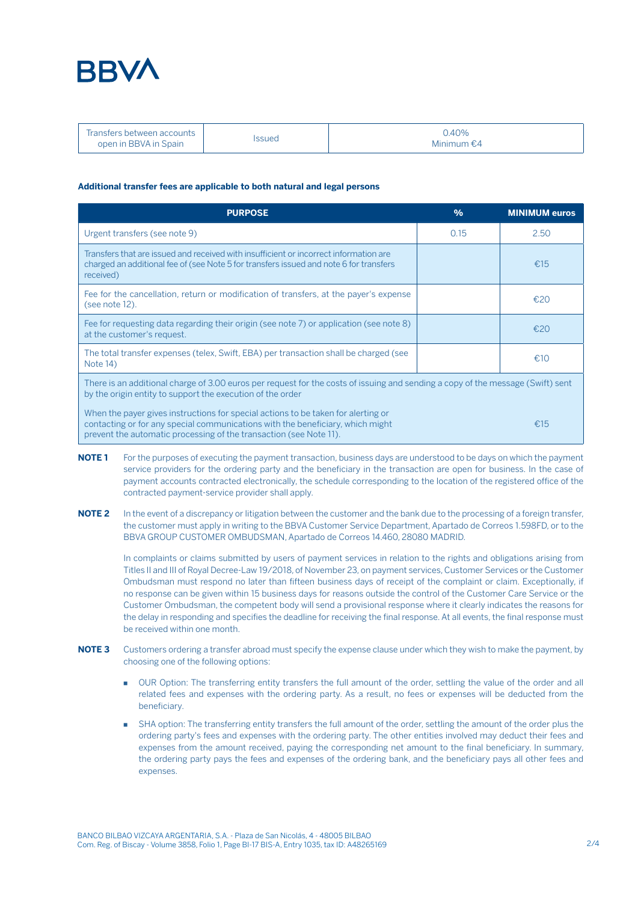| Transfers between accounts open in BBVA in Spain | Issued | 0.40% Minimum €4 |
|---|---|---|

**Additional transfer fees are applicable to both natural and legal persons**

| PURPOSE | % | MINIMUM euros |
|---|---|---|
| Urgent transfers (see note 9) | 0.15 | 2.50 |
| Transfers that are issued and received with insufficient or incorrect information are charged an additional fee of (see Note 5 for transfers issued and note 6 for transfers received) | | €15 |
| Fee for the cancellation, return or modification of transfers, at the payer's expense (see note 12). | | €20 |
| Fee for requesting data regarding their origin (see note 7) or application (see note 8) at the customer's request. | | €20 |
| The total transfer expenses (telex, Swift, EBA) per transaction shall be charged (see Note 14) | | €10 |
| There is an additional charge of 3.00 euros per request for the costs of issuing and sending a copy of the message (Swift) sent by the origin entity to support the execution of the order | | |
| When the payer gives instructions for special actions to be taken for alerting or contacting or for any special communications with the beneficiary, which might prevent the automatic processing of the transaction (see Note 11). | | €15 |

**NOTE 1** For the purposes of executing the payment transaction, business days are understood to be days on which the payment service providers for the ordering party and the beneficiary in the transaction are open for business. In the case of payment accounts contracted electronically, the schedule corresponding to the location of the registered office of the contracted payment-service provider shall apply.

**NOTE 2** In the event of a discrepancy or litigation between the customer and the bank due to the processing of a foreign transfer, the customer must apply in writing to the BBVA Customer Service Department, Apartado de Correos 1.598FD, or to the BBVA GROUP CUSTOMER OMBUDSMAN, Apartado de Correos 14.460, 28080 MADRID.

In complaints or claims submitted by users of payment services in relation to the rights and obligations arising from Titles II and III of Royal Decree-Law 19/2018, of November 23, on payment services, Customer Services or the Customer Ombudsman must respond no later than fifteen business days of receipt of the complaint or claim. Exceptionally, if no response can be given within 15 business days for reasons outside the control of the Customer Care Service or the Customer Ombudsman, the competent body will send a provisional response where it clearly indicates the reasons for the delay in responding and specifies the deadline for receiving the final response. At all events, the final response must be received within one month.

**NOTE 3** Customers ordering a transfer abroad must specify the expense clause under which they wish to make the payment, by choosing one of the following options:

- OUR Option: The transferring entity transfers the full amount of the order, settling the value of the order and all related fees and expenses with the ordering party. As a result, no fees or expenses will be deducted from the beneficiary.
- SHA option: The transferring entity transfers the full amount of the order, settling the amount of the order plus the ordering party's fees and expenses with the ordering party. The other entities involved may deduct their fees and expenses from the amount received, paying the corresponding net amount to the final beneficiary. In summary, the ordering party pays the fees and expenses of the ordering bank, and the beneficiary pays all other fees and expenses.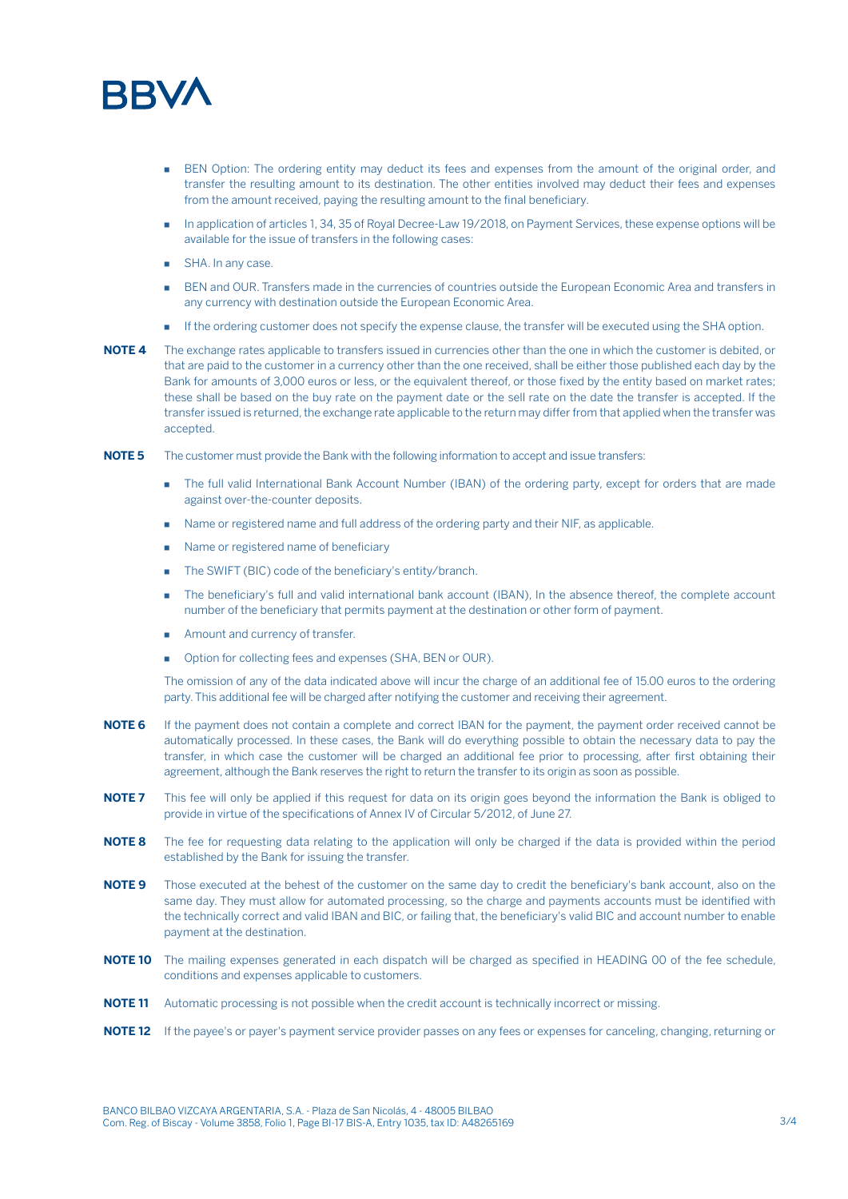- BEN Option: The ordering entity may deduct its fees and expenses from the amount of the original order, and transfer the resulting amount to its destination. The other entities involved may deduct their fees and expenses from the amount received, paying the resulting amount to the final beneficiary.
- In application of articles 1, 34, 35 of Royal Decree-Law 19/2018, on Payment Services, these expense options will be available for the issue of transfers in the following cases:
- SHA. In any case.
- BEN and OUR. Transfers made in the currencies of countries outside the European Economic Area and transfers in any currency with destination outside the European Economic Area.
- If the ordering customer does not specify the expense clause, the transfer will be executed using the SHA option.

**NOTE 4** The exchange rates applicable to transfers issued in currencies other than the one in which the customer is debited, or that are paid to the customer in a currency other than the one received, shall be either those published each day by the Bank for amounts of 3,000 euros or less, or the equivalent thereof, or those fixed by the entity based on market rates; these shall be based on the buy rate on the payment date or the sell rate on the date the transfer is accepted. If the transfer issued is returned, the exchange rate applicable to the return may differ from that applied when the transfer was accepted.

**NOTE 5** The customer must provide the Bank with the following information to accept and issue transfers:

- The full valid International Bank Account Number (IBAN) of the ordering party, except for orders that are made against over-the-counter deposits.
- Name or registered name and full address of the ordering party and their NIF, as applicable.
- Name or registered name of beneficiary
- The SWIFT (BIC) code of the beneficiary's entity/branch.
- The beneficiary's full and valid international bank account (IBAN), In the absence thereof, the complete account number of the beneficiary that permits payment at the destination or other form of payment.
- Amount and currency of transfer.
- Option for collecting fees and expenses (SHA, BEN or OUR).

The omission of any of the data indicated above will incur the charge of an additional fee of 15.00 euros to the ordering party. This additional fee will be charged after notifying the customer and receiving their agreement.

**NOTE 6** If the payment does not contain a complete and correct IBAN for the payment, the payment order received cannot be automatically processed. In these cases, the Bank will do everything possible to obtain the necessary data to pay the transfer, in which case the customer will be charged an additional fee prior to processing, after first obtaining their agreement, although the Bank reserves the right to return the transfer to its origin as soon as possible.

**NOTE 7** This fee will only be applied if this request for data on its origin goes beyond the information the Bank is obliged to provide in virtue of the specifications of Annex IV of Circular 5/2012, of June 27.

**NOTE 8** The fee for requesting data relating to the application will only be charged if the data is provided within the period established by the Bank for issuing the transfer.

**NOTE 9** Those executed at the behest of the customer on the same day to credit the beneficiary's bank account, also on the same day. They must allow for automated processing, so the charge and payments accounts must be identified with the technically correct and valid IBAN and BIC, or failing that, the beneficiary's valid BIC and account number to enable payment at the destination.

**NOTE 10** The mailing expenses generated in each dispatch will be charged as specified in HEADING 00 of the fee schedule, conditions and expenses applicable to customers.

**NOTE 11** Automatic processing is not possible when the credit account is technically incorrect or missing.

**NOTE 12** If the payee's or payer's payment service provider passes on any fees or expenses for canceling, changing, returning or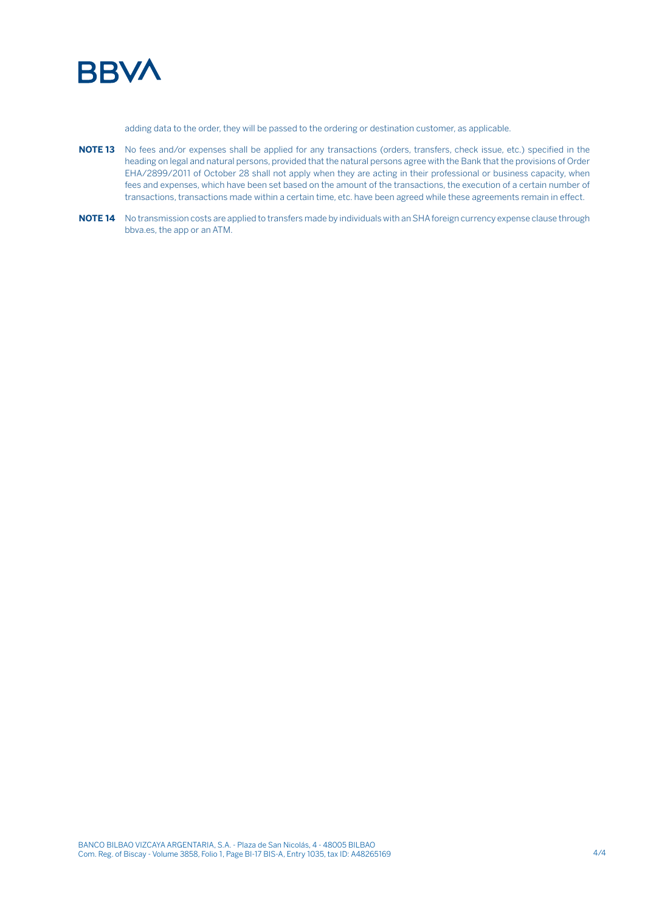adding data to the order, they will be passed to the ordering or destination customer, as applicable.

**NOTE 13** No fees and/or expenses shall be applied for any transactions (orders, transfers, check issue, etc.) specified in the heading on legal and natural persons, provided that the natural persons agree with the Bank that the provisions of Order EHA/2899/2011 of October 28 shall not apply when they are acting in their professional or business capacity, when fees and expenses, which have been set based on the amount of the transactions, the execution of a certain number of transactions, transactions made within a certain time, etc. have been agreed while these agreements remain in effect.

**NOTE 14** No transmission costs are applied to transfers made by individuals with an SHA foreign currency expense clause through bbva.es, the app or an ATM.